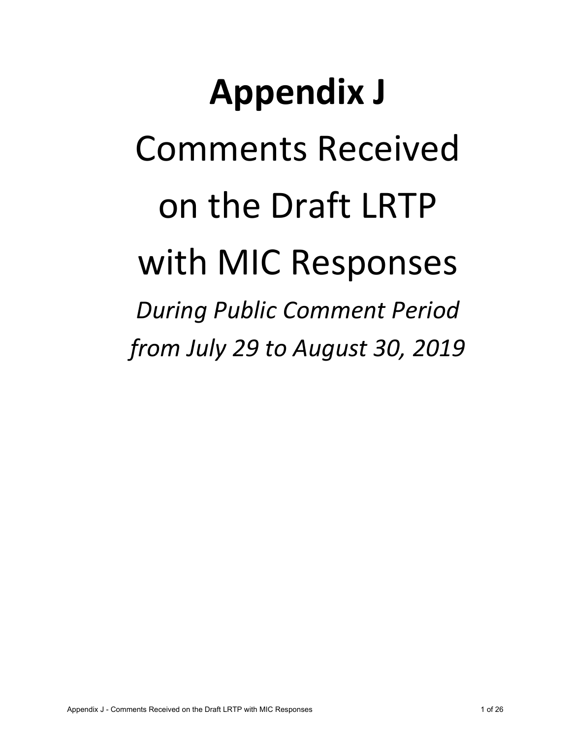# Appendix J

# Comments Received on the Draft LRTP with MIC Responses

*During Public Comment Period from July 29 to August 30, 2019*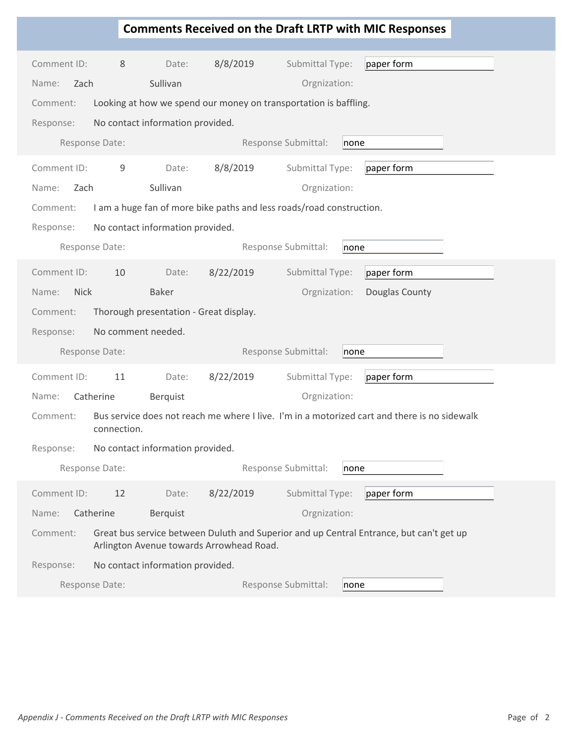# Comments Received on the Draft LRTP with MIC Responses

**Comment ID:** 8 **Date:** 8/8/2019 **Submittal Type:** paper form

**Name:** Zach Sullivan **Orgnization:**

**Comment:** Looking at how we spend our money on transportation is baffling.

**Response:** No contact information provided.

**Response Date:** **Response Submittal:** none

---

**Comment ID:** 9 **Date:** 8/8/2019 **Submittal Type:** paper form

**Name:** Zach Sullivan **Orgnization:**

**Comment:** I am a huge fan of more bike paths and less roads/road construction.

**Response:** No contact information provided.

**Response Date:** **Response Submittal:** none

---

**Comment ID:** 10 **Date:** 8/22/2019 **Submittal Type:** paper form

**Name:** Nick Baker **Orgnization:** Douglas County

**Comment:** Thorough presentation - Great display.

**Response:** No comment needed.

**Response Date:** **Response Submittal:** none

---

**Comment ID:** 11 **Date:** 8/22/2019 **Submittal Type:** paper form

**Name:** Catherine Berquist **Orgnization:**

**Comment:** Bus service does not reach me where I live. I'm in a motorized cart and there is no sidewalk connection.

**Response:** No contact information provided.

**Response Date:** **Response Submittal:** none

---

**Comment ID:** 12 **Date:** 8/22/2019 **Submittal Type:** paper form

**Name:** Catherine Berquist **Orgnization:**

**Comment:** Great bus service between Duluth and Superior and up Central Entrance, but can't get up Arlington Avenue towards Arrowhead Road.

**Response:** No contact information provided.

**Response Date:** **Response Submittal:** none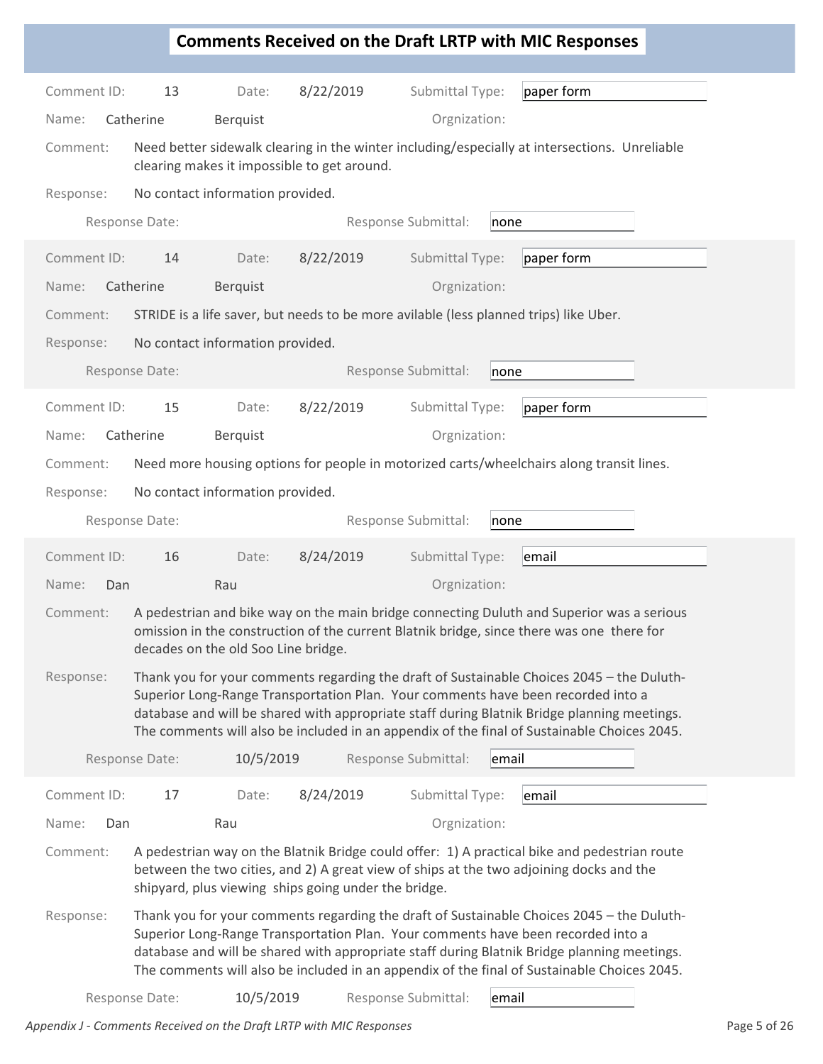## Comments Received on the Draft LRTP with MIC Responses

Comment ID: 13 Date: 8/22/2019 Submittal Type: paper form

Name: Catherine Berquist Orgnization:

Comment: Need better sidewalk clearing in the winter including/especially at intersections. Unreliable clearing makes it impossible to get around.

Response: No contact information provided.

Response Date: Response Submittal: none

---

Comment ID: 14 Date: 8/22/2019 Submittal Type: paper form

Name: Catherine Berquist Orgnization:

Comment: STRIDE is a life saver, but needs to be more avilable (less planned trips) like Uber.

Response: No contact information provided.

Response Date: Response Submittal: none

---

Comment ID: 15 Date: 8/22/2019 Submittal Type: paper form

Name: Catherine Berquist Orgnization:

Comment: Need more housing options for people in motorized carts/wheelchairs along transit lines.

Response: No contact information provided.

Response Date: Response Submittal: none

---

Comment ID: 16 Date: 8/24/2019 Submittal Type: email

Name: Dan Rau Orgnization:

Comment: A pedestrian and bike way on the main bridge connecting Duluth and Superior was a serious omission in the construction of the current Blatnik bridge, since there was one there for decades on the old Soo Line bridge.

Response: Thank you for your comments regarding the draft of Sustainable Choices 2045 – the Duluth-Superior Long-Range Transportation Plan. Your comments have been recorded into a database and will be shared with appropriate staff during Blatnik Bridge planning meetings. The comments will also be included in an appendix of the final of Sustainable Choices 2045.

Response Date: 10/5/2019 Response Submittal: email

---

Comment ID: 17 Date: 8/24/2019 Submittal Type: email

Name: Dan Rau Orgnization:

Comment: A pedestrian way on the Blatnik Bridge could offer: 1) A practical bike and pedestrian route between the two cities, and 2) A great view of ships at the two adjoining docks and the shipyard, plus viewing ships going under the bridge.

Response: Thank you for your comments regarding the draft of Sustainable Choices 2045 – the Duluth-Superior Long-Range Transportation Plan. Your comments have been recorded into a database and will be shared with appropriate staff during Blatnik Bridge planning meetings. The comments will also be included in an appendix of the final of Sustainable Choices 2045.

Response Date: 10/5/2019 Response Submittal: email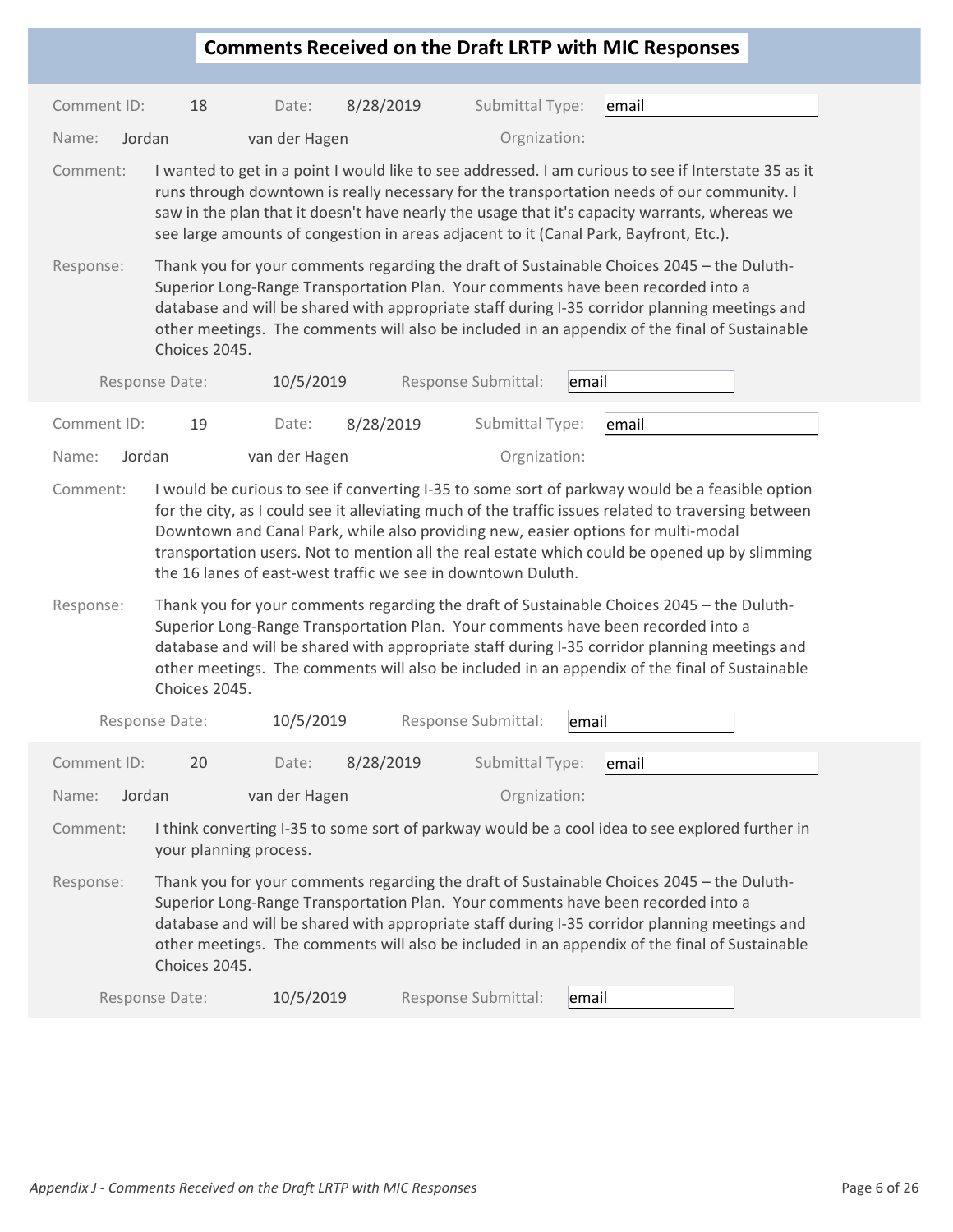# Comments Received on the Draft LRTP with MIC Responses

Comment ID: 18 Date: 8/28/2019 Submittal Type: email

Name: Jordan van der Hagen Orgnization:

Comment: I wanted to get in a point I would like to see addressed. I am curious to see if Interstate 35 as it runs through downtown is really necessary for the transportation needs of our community. I saw in the plan that it doesn't have nearly the usage that it's capacity warrants, whereas we see large amounts of congestion in areas adjacent to it (Canal Park, Bayfront, Etc.).

Response: Thank you for your comments regarding the draft of Sustainable Choices 2045 – the Duluth-Superior Long-Range Transportation Plan. Your comments have been recorded into a database and will be shared with appropriate staff during I-35 corridor planning meetings and other meetings. The comments will also be included in an appendix of the final of Sustainable Choices 2045.

Response Date: 10/5/2019 Response Submittal: email

---

Comment ID: 19 Date: 8/28/2019 Submittal Type: email

Name: Jordan van der Hagen Orgnization:

Comment: I would be curious to see if converting I-35 to some sort of parkway would be a feasible option for the city, as I could see it alleviating much of the traffic issues related to traversing between Downtown and Canal Park, while also providing new, easier options for multi-modal transportation users. Not to mention all the real estate which could be opened up by slimming the 16 lanes of east-west traffic we see in downtown Duluth.

Response: Thank you for your comments regarding the draft of Sustainable Choices 2045 – the Duluth-Superior Long-Range Transportation Plan. Your comments have been recorded into a database and will be shared with appropriate staff during I-35 corridor planning meetings and other meetings. The comments will also be included in an appendix of the final of Sustainable Choices 2045.

Response Date: 10/5/2019 Response Submittal: email

---

Comment ID: 20 Date: 8/28/2019 Submittal Type: email

Name: Jordan van der Hagen Orgnization:

Comment: I think converting I-35 to some sort of parkway would be a cool idea to see explored further in your planning process.

Response: Thank you for your comments regarding the draft of Sustainable Choices 2045 – the Duluth-Superior Long-Range Transportation Plan. Your comments have been recorded into a database and will be shared with appropriate staff during I-35 corridor planning meetings and other meetings. The comments will also be included in an appendix of the final of Sustainable Choices 2045.

Response Date: 10/5/2019 Response Submittal: email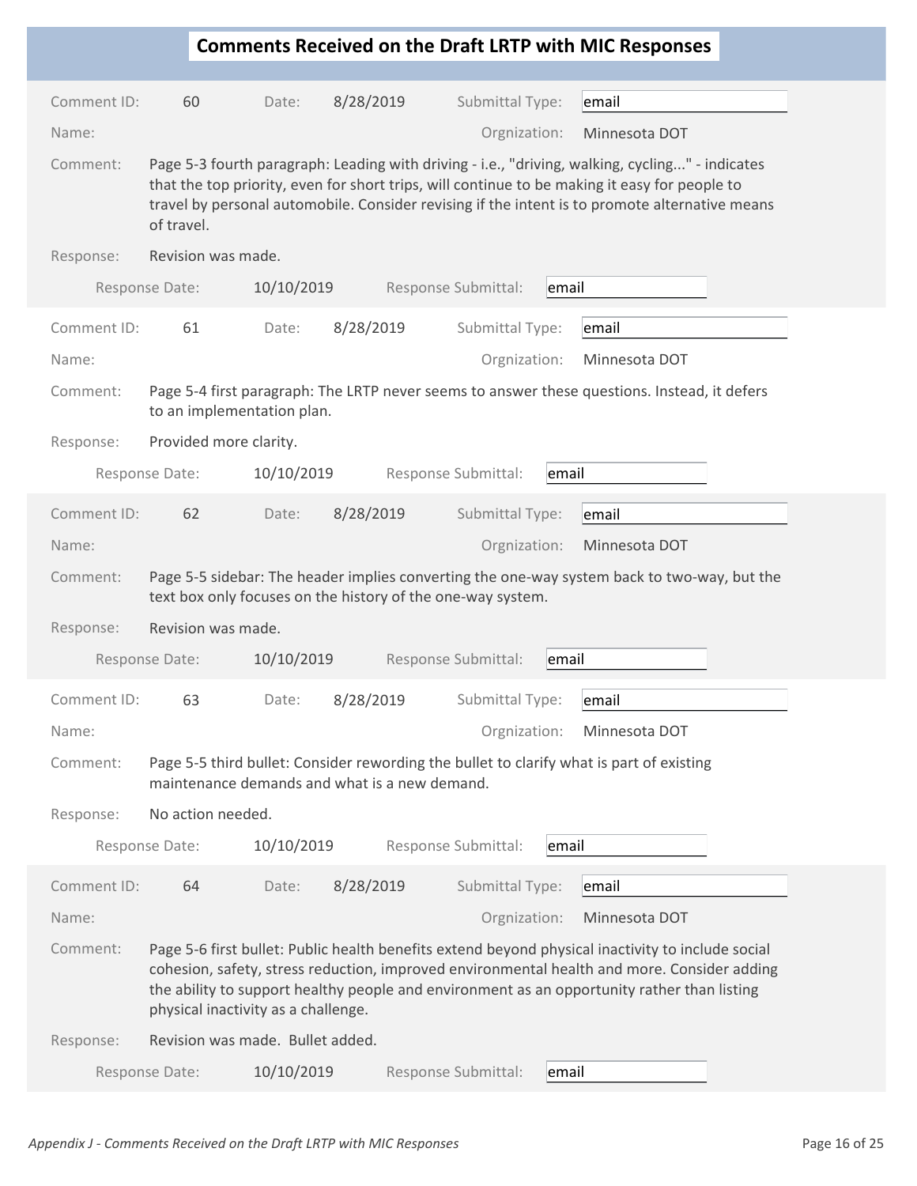## Comments Received on the Draft LRTP with MIC Responses

**Comment ID:** 60 **Date:** 8/28/2019 **Submittal Type:** email

**Name:** **Orgnization:** Minnesota DOT

**Comment:** Page 5-3 fourth paragraph: Leading with driving - i.e., "driving, walking, cycling..." - indicates that the top priority, even for short trips, will continue to be making it easy for people to travel by personal automobile. Consider revising if the intent is to promote alternative means of travel.

**Response:** Revision was made.

**Response Date:** 10/10/2019 **Response Submittal:** email

---

**Comment ID:** 61 **Date:** 8/28/2019 **Submittal Type:** email

**Name:** **Orgnization:** Minnesota DOT

**Comment:** Page 5-4 first paragraph: The LRTP never seems to answer these questions. Instead, it defers to an implementation plan.

**Response:** Provided more clarity.

**Response Date:** 10/10/2019 **Response Submittal:** email

---

**Comment ID:** 62 **Date:** 8/28/2019 **Submittal Type:** email

**Name:** **Orgnization:** Minnesota DOT

**Comment:** Page 5-5 sidebar: The header implies converting the one-way system back to two-way, but the text box only focuses on the history of the one-way system.

**Response:** Revision was made.

**Response Date:** 10/10/2019 **Response Submittal:** email

---

**Comment ID:** 63 **Date:** 8/28/2019 **Submittal Type:** email

**Name:** **Orgnization:** Minnesota DOT

**Comment:** Page 5-5 third bullet: Consider rewording the bullet to clarify what is part of existing maintenance demands and what is a new demand.

**Response:** No action needed.

**Response Date:** 10/10/2019 **Response Submittal:** email

---

**Comment ID:** 64 **Date:** 8/28/2019 **Submittal Type:** email

**Name:** **Orgnization:** Minnesota DOT

**Comment:** Page 5-6 first bullet: Public health benefits extend beyond physical inactivity to include social cohesion, safety, stress reduction, improved environmental health and more. Consider adding the ability to support healthy people and environment as an opportunity rather than listing physical inactivity as a challenge.

**Response:** Revision was made. Bullet added.

**Response Date:** 10/10/2019 **Response Submittal:** email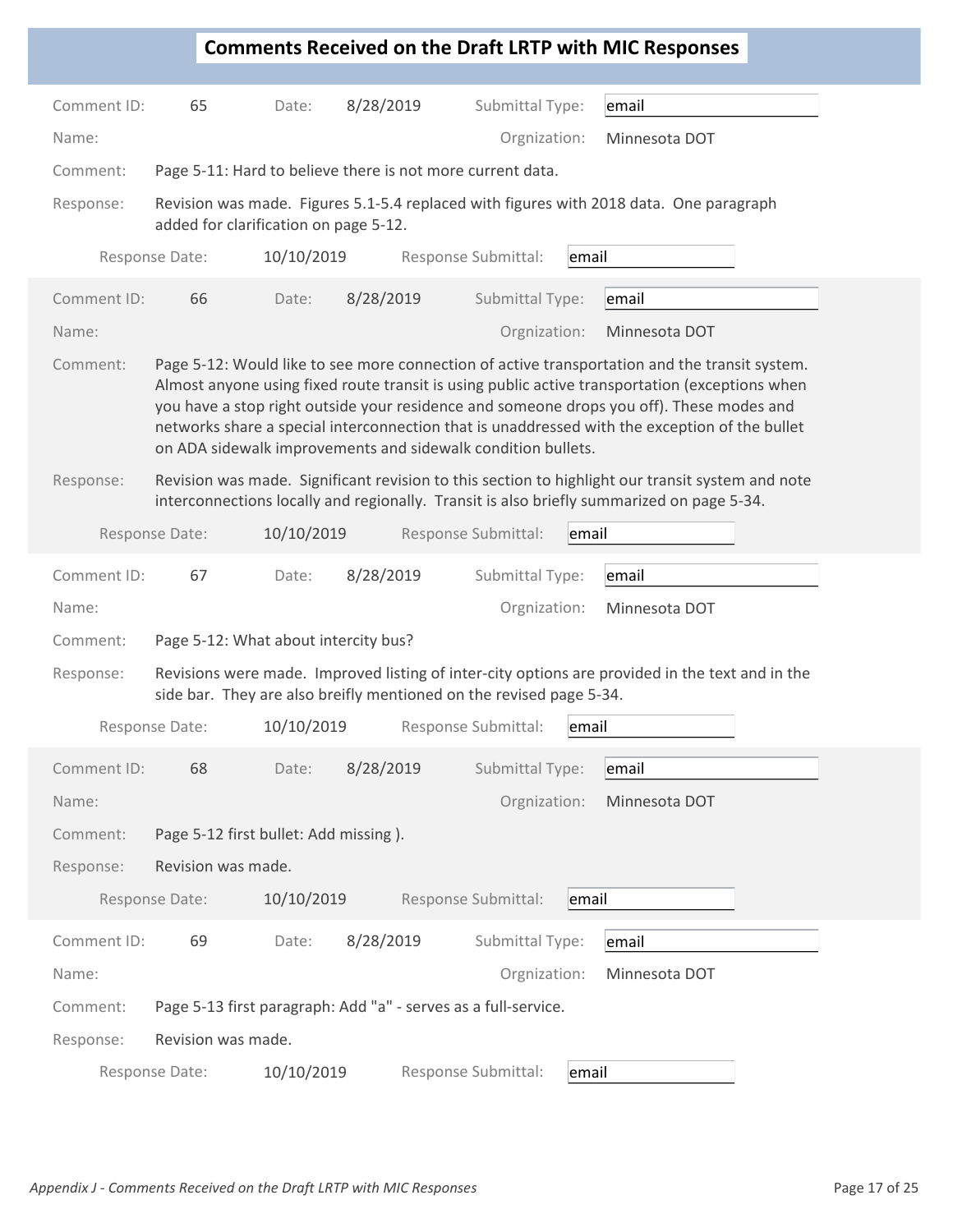## Comments Received on the Draft LRTP with MIC Responses

**Comment ID:** 65 **Date:** 8/28/2019 **Submittal Type:** email

**Name:** **Orgnization:** Minnesota DOT

**Comment:** Page 5-11: Hard to believe there is not more current data.

**Response:** Revision was made. Figures 5.1-5.4 replaced with figures with 2018 data. One paragraph added for clarification on page 5-12.

**Response Date:** 10/10/2019 **Response Submittal:** email

---

**Comment ID:** 66 **Date:** 8/28/2019 **Submittal Type:** email

**Name:** **Orgnization:** Minnesota DOT

**Comment:** Page 5-12: Would like to see more connection of active transportation and the transit system. Almost anyone using fixed route transit is using public active transportation (exceptions when you have a stop right outside your residence and someone drops you off). These modes and networks share a special interconnection that is unaddressed with the exception of the bullet on ADA sidewalk improvements and sidewalk condition bullets.

**Response:** Revision was made. Significant revision to this section to highlight our transit system and note interconnections locally and regionally. Transit is also briefly summarized on page 5-34.

**Response Date:** 10/10/2019 **Response Submittal:** email

---

**Comment ID:** 67 **Date:** 8/28/2019 **Submittal Type:** email

**Name:** **Orgnization:** Minnesota DOT

**Comment:** Page 5-12: What about intercity bus?

**Response:** Revisions were made. Improved listing of inter-city options are provided in the text and in the side bar. They are also breifly mentioned on the revised page 5-34.

**Response Date:** 10/10/2019 **Response Submittal:** email

---

**Comment ID:** 68 **Date:** 8/28/2019 **Submittal Type:** email

**Name:** **Orgnization:** Minnesota DOT

**Comment:** Page 5-12 first bullet: Add missing ).

**Response:** Revision was made.

**Response Date:** 10/10/2019 **Response Submittal:** email

---

**Comment ID:** 69 **Date:** 8/28/2019 **Submittal Type:** email

**Name:** **Orgnization:** Minnesota DOT

**Comment:** Page 5-13 first paragraph: Add "a" - serves as a full-service.

**Response:** Revision was made.

**Response Date:** 10/10/2019 **Response Submittal:** email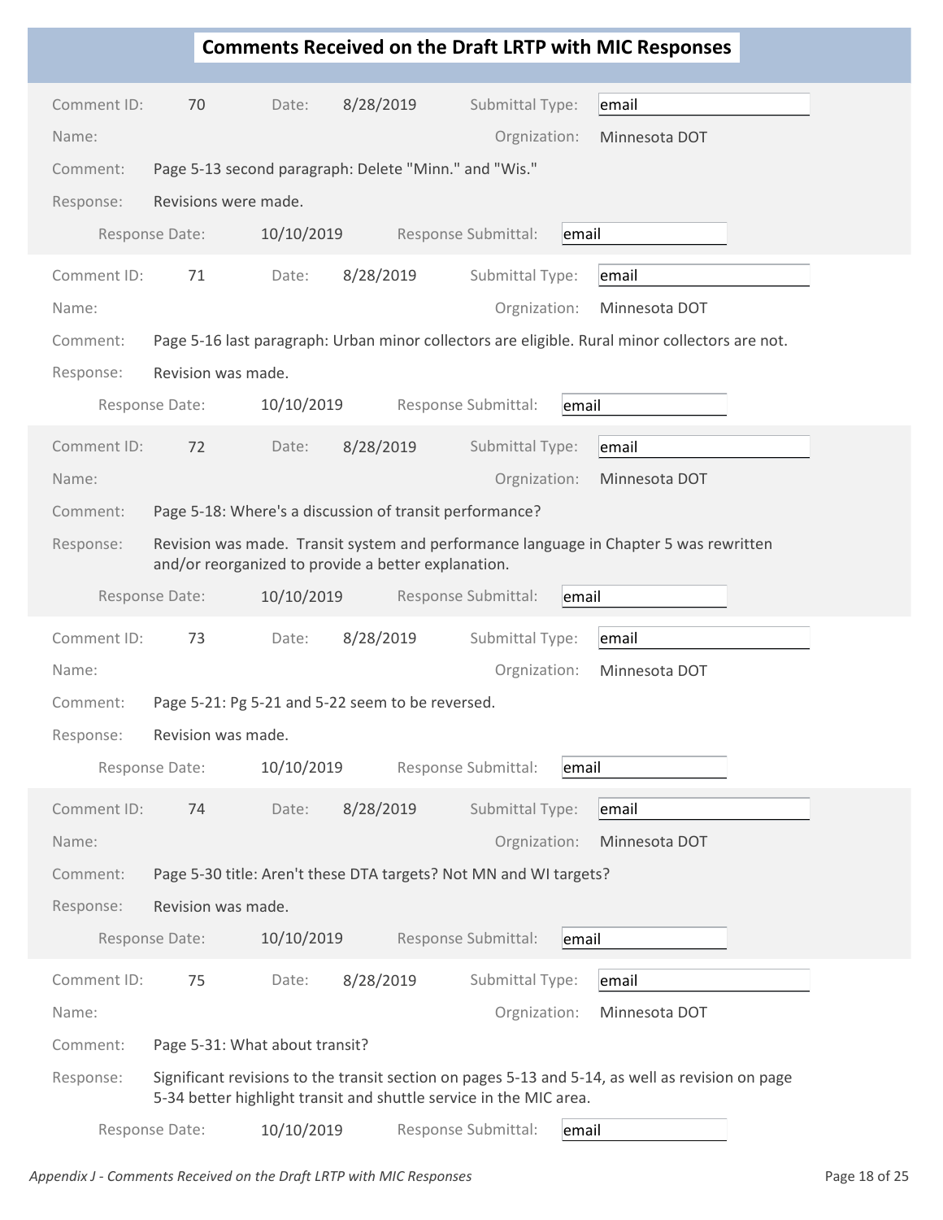## Comments Received on the Draft LRTP with MIC Responses

Comment ID: 70 Date: 8/28/2019 Submittal Type: email

Name: Orgnization: Minnesota DOT

Comment: Page 5-13 second paragraph: Delete "Minn." and "Wis."

Response: Revisions were made.

Response Date: 10/10/2019 Response Submittal: email

---

Comment ID: 71 Date: 8/28/2019 Submittal Type: email

Name: Orgnization: Minnesota DOT

Comment: Page 5-16 last paragraph: Urban minor collectors are eligible. Rural minor collectors are not.

Response: Revision was made.

Response Date: 10/10/2019 Response Submittal: email

---

Comment ID: 72 Date: 8/28/2019 Submittal Type: email

Name: Orgnization: Minnesota DOT

Comment: Page 5-18: Where's a discussion of transit performance?

Response: Revision was made. Transit system and performance language in Chapter 5 was rewritten and/or reorganized to provide a better explanation.

Response Date: 10/10/2019 Response Submittal: email

---

Comment ID: 73 Date: 8/28/2019 Submittal Type: email

Name: Orgnization: Minnesota DOT

Comment: Page 5-21: Pg 5-21 and 5-22 seem to be reversed.

Response: Revision was made.

Response Date: 10/10/2019 Response Submittal: email

---

Comment ID: 74 Date: 8/28/2019 Submittal Type: email

Name: Orgnization: Minnesota DOT

Comment: Page 5-30 title: Aren't these DTA targets? Not MN and WI targets?

Response: Revision was made.

Response Date: 10/10/2019 Response Submittal: email

---

Comment ID: 75 Date: 8/28/2019 Submittal Type: email

Name: Orgnization: Minnesota DOT

Comment: Page 5-31: What about transit?

Response: Significant revisions to the transit section on pages 5-13 and 5-14, as well as revision on page 5-34 better highlight transit and shuttle service in the MIC area.

Response Date: 10/10/2019 Response Submittal: email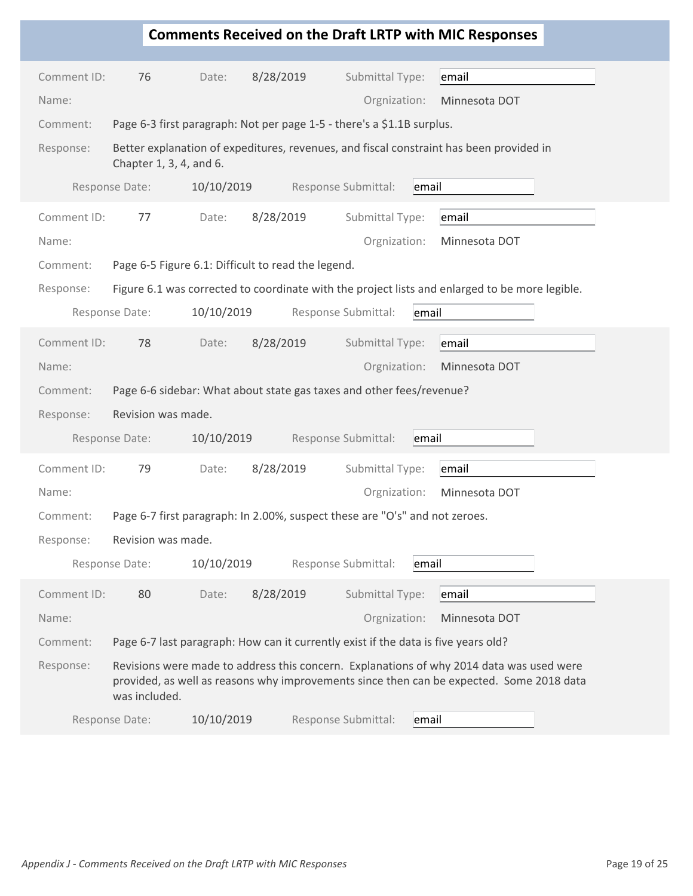## Comments Received on the Draft LRTP with MIC Responses

| | |
|---|---|
| Comment ID: | 76 |
| Date: | 8/28/2019 |
| Submittal Type: | email |
| Name: | |
| Orgnization: | Minnesota DOT |
| Comment: | Page 6-3 first paragraph: Not per page 1-5 - there's a $1.1B surplus. |
| Response: | Better explanation of expeditures, revenues, and fiscal constraint has been provided in Chapter 1, 3, 4, and 6. |
| Response Date: | 10/10/2019 |
| Response Submittal: | email |

| | |
|---|---|
| Comment ID: | 77 |
| Date: | 8/28/2019 |
| Submittal Type: | email |
| Name: | |
| Orgnization: | Minnesota DOT |
| Comment: | Page 6-5 Figure 6.1: Difficult to read the legend. |
| Response: | Figure 6.1 was corrected to coordinate with the project lists and enlarged to be more legible. |
| Response Date: | 10/10/2019 |
| Response Submittal: | email |

| | |
|---|---|
| Comment ID: | 78 |
| Date: | 8/28/2019 |
| Submittal Type: | email |
| Name: | |
| Orgnization: | Minnesota DOT |
| Comment: | Page 6-6 sidebar: What about state gas taxes and other fees/revenue? |
| Response: | Revision was made. |
| Response Date: | 10/10/2019 |
| Response Submittal: | email |

| | |
|---|---|
| Comment ID: | 79 |
| Date: | 8/28/2019 |
| Submittal Type: | email |
| Name: | |
| Orgnization: | Minnesota DOT |
| Comment: | Page 6-7 first paragraph: In 2.00%, suspect these are "O's" and not zeroes. |
| Response: | Revision was made. |
| Response Date: | 10/10/2019 |
| Response Submittal: | email |

| | |
|---|---|
| Comment ID: | 80 |
| Date: | 8/28/2019 |
| Submittal Type: | email |
| Name: | |
| Orgnization: | Minnesota DOT |
| Comment: | Page 6-7 last paragraph: How can it currently exist if the data is five years old? |
| Response: | Revisions were made to address this concern. Explanations of why 2014 data was used were provided, as well as reasons why improvements since then can be expected. Some 2018 data was included. |
| Response Date: | 10/10/2019 |
| Response Submittal: | email |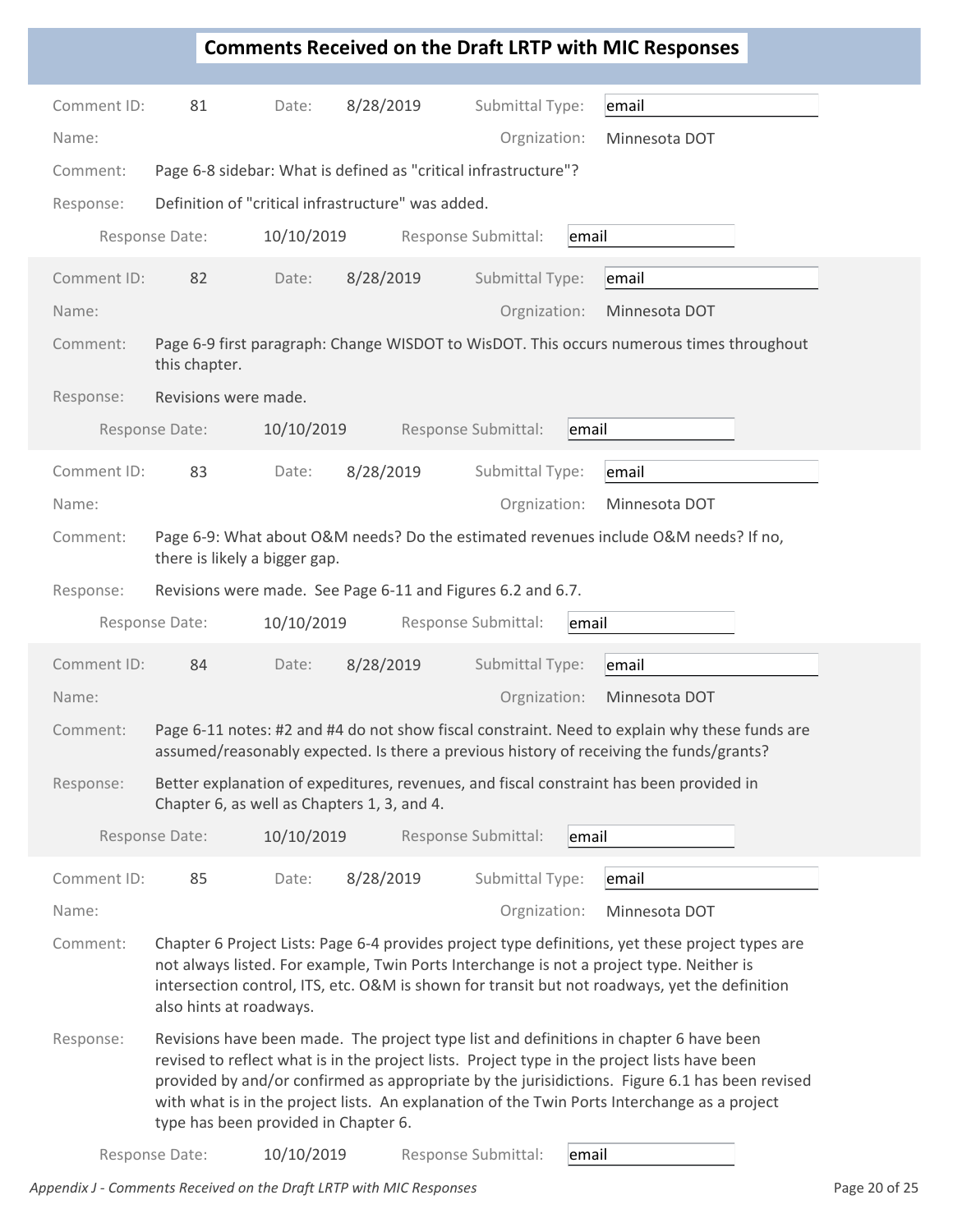## Comments Received on the Draft LRTP with MIC Responses

**Comment ID:** 81 **Date:** 8/28/2019 **Submittal Type:** email

**Name:** **Orgnization:** Minnesota DOT

**Comment:** Page 6-8 sidebar: What is defined as "critical infrastructure"?

**Response:** Definition of "critical infrastructure" was added.

**Response Date:** 10/10/2019 **Response Submittal:** email

---

**Comment ID:** 82 **Date:** 8/28/2019 **Submittal Type:** email

**Name:** **Orgnization:** Minnesota DOT

**Comment:** Page 6-9 first paragraph: Change WISDOT to WisDOT. This occurs numerous times throughout this chapter.

**Response:** Revisions were made.

**Response Date:** 10/10/2019 **Response Submittal:** email

---

**Comment ID:** 83 **Date:** 8/28/2019 **Submittal Type:** email

**Name:** **Orgnization:** Minnesota DOT

**Comment:** Page 6-9: What about O&M needs? Do the estimated revenues include O&M needs? If no, there is likely a bigger gap.

**Response:** Revisions were made. See Page 6-11 and Figures 6.2 and 6.7.

**Response Date:** 10/10/2019 **Response Submittal:** email

---

**Comment ID:** 84 **Date:** 8/28/2019 **Submittal Type:** email

**Name:** **Orgnization:** Minnesota DOT

**Comment:** Page 6-11 notes: #2 and #4 do not show fiscal constraint. Need to explain why these funds are assumed/reasonably expected. Is there a previous history of receiving the funds/grants?

**Response:** Better explanation of expeditures, revenues, and fiscal constraint has been provided in Chapter 6, as well as Chapters 1, 3, and 4.

**Response Date:** 10/10/2019 **Response Submittal:** email

---

**Comment ID:** 85 **Date:** 8/28/2019 **Submittal Type:** email

**Name:** **Orgnization:** Minnesota DOT

**Comment:** Chapter 6 Project Lists: Page 6-4 provides project type definitions, yet these project types are not always listed. For example, Twin Ports Interchange is not a project type. Neither is intersection control, ITS, etc. O&M is shown for transit but not roadways, yet the definition also hints at roadways.

**Response:** Revisions have been made. The project type list and definitions in chapter 6 have been revised to reflect what is in the project lists. Project type in the project lists have been provided by and/or confirmed as appropriate by the jurisidictions. Figure 6.1 has been revised with what is in the project lists. An explanation of the Twin Ports Interchange as a project type has been provided in Chapter 6.

**Response Date:** 10/10/2019 **Response Submittal:** email

*Appendix J - Comments Received on the Draft LRTP with MIC Responses*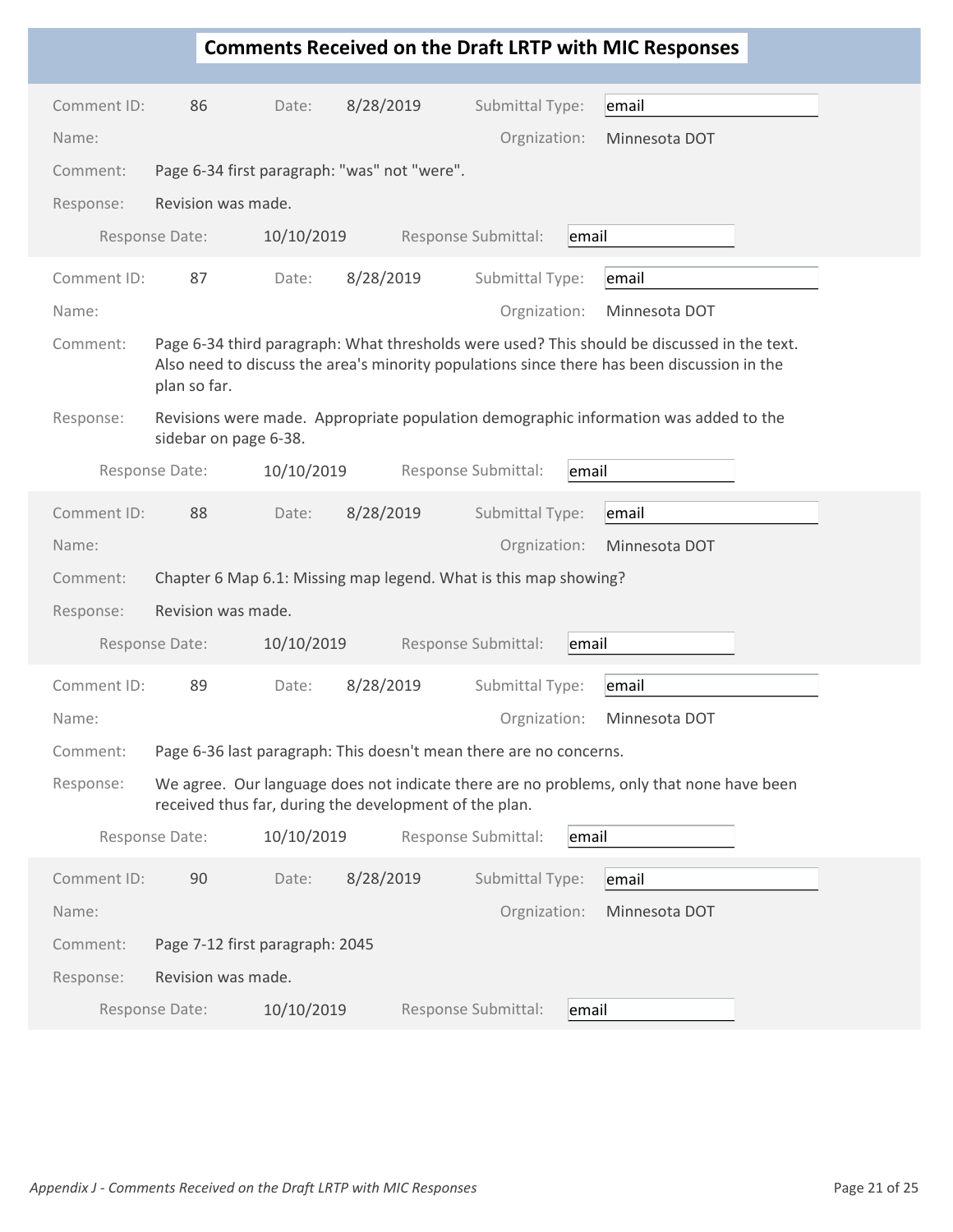## Comments Received on the Draft LRTP with MIC Responses

Comment ID: 86 Date: 8/28/2019 Submittal Type: email

Name: Orgnization: Minnesota DOT

Comment: Page 6-34 first paragraph: "was" not "were".

Response: Revision was made.

Response Date: 10/10/2019 Response Submittal: email

---

Comment ID: 87 Date: 8/28/2019 Submittal Type: email

Name: Orgnization: Minnesota DOT

Comment: Page 6-34 third paragraph: What thresholds were used? This should be discussed in the text. Also need to discuss the area's minority populations since there has been discussion in the plan so far.

Response: Revisions were made. Appropriate population demographic information was added to the sidebar on page 6-38.

Response Date: 10/10/2019 Response Submittal: email

---

Comment ID: 88 Date: 8/28/2019 Submittal Type: email

Name: Orgnization: Minnesota DOT

Comment: Chapter 6 Map 6.1: Missing map legend. What is this map showing?

Response: Revision was made.

Response Date: 10/10/2019 Response Submittal: email

---

Comment ID: 89 Date: 8/28/2019 Submittal Type: email

Name: Orgnization: Minnesota DOT

Comment: Page 6-36 last paragraph: This doesn't mean there are no concerns.

Response: We agree. Our language does not indicate there are no problems, only that none have been received thus far, during the development of the plan.

Response Date: 10/10/2019 Response Submittal: email

---

Comment ID: 90 Date: 8/28/2019 Submittal Type: email

Name: Orgnization: Minnesota DOT

Comment: Page 7-12 first paragraph: 2045

Response: Revision was made.

Response Date: 10/10/2019 Response Submittal: email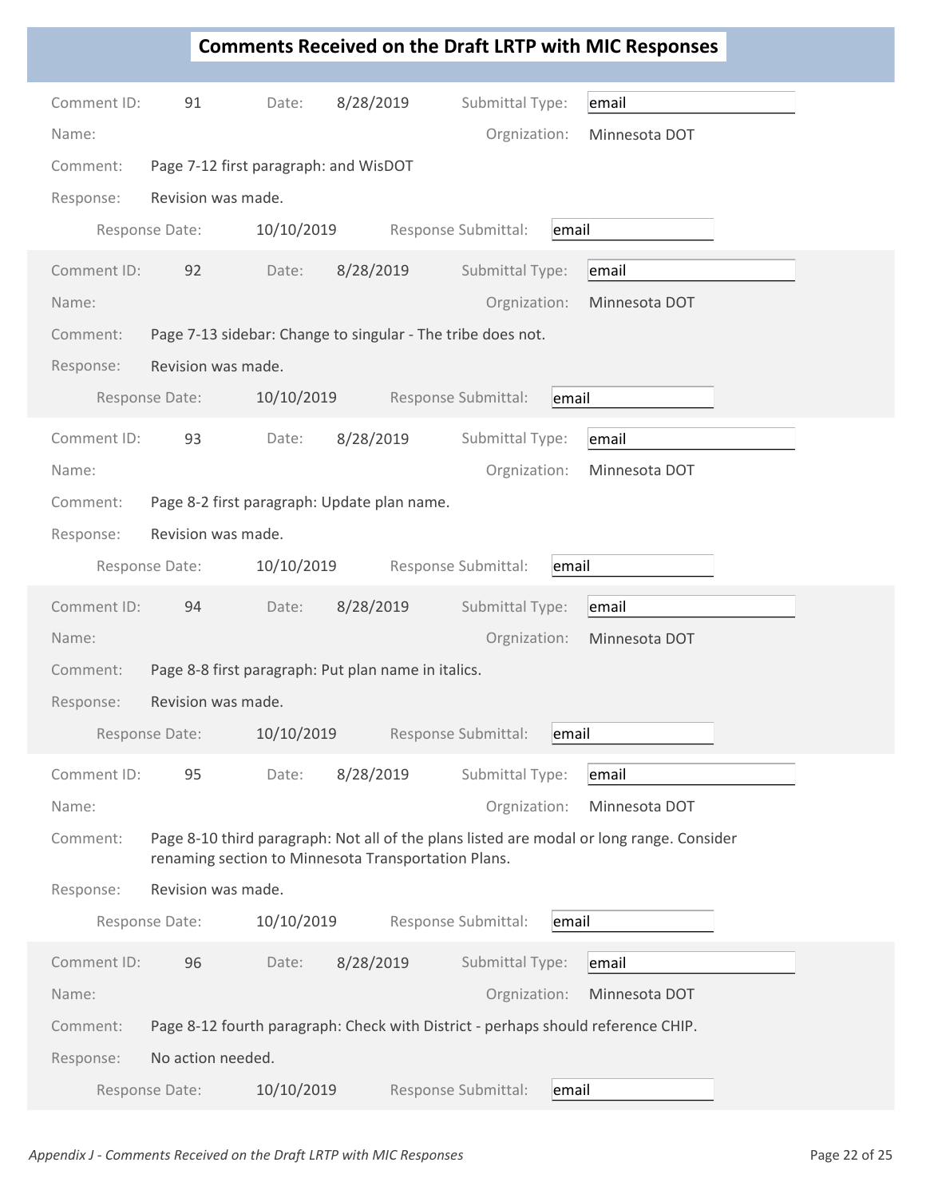# Comments Received on the Draft LRTP with MIC Responses

Comment ID: 91 Date: 8/28/2019 Submittal Type: email

Name: Orgnization: Minnesota DOT

Comment: Page 7-12 first paragraph: and WisDOT

Response: Revision was made.

Response Date: 10/10/2019 Response Submittal: email

---

Comment ID: 92 Date: 8/28/2019 Submittal Type: email

Name: Orgnization: Minnesota DOT

Comment: Page 7-13 sidebar: Change to singular - The tribe does not.

Response: Revision was made.

Response Date: 10/10/2019 Response Submittal: email

---

Comment ID: 93 Date: 8/28/2019 Submittal Type: email

Name: Orgnization: Minnesota DOT

Comment: Page 8-2 first paragraph: Update plan name.

Response: Revision was made.

Response Date: 10/10/2019 Response Submittal: email

---

Comment ID: 94 Date: 8/28/2019 Submittal Type: email

Name: Orgnization: Minnesota DOT

Comment: Page 8-8 first paragraph: Put plan name in italics.

Response: Revision was made.

Response Date: 10/10/2019 Response Submittal: email

---

Comment ID: 95 Date: 8/28/2019 Submittal Type: email

Name: Orgnization: Minnesota DOT

Comment: Page 8-10 third paragraph: Not all of the plans listed are modal or long range. Consider renaming section to Minnesota Transportation Plans.

Response: Revision was made.

Response Date: 10/10/2019 Response Submittal: email

---

Comment ID: 96 Date: 8/28/2019 Submittal Type: email

Name: Orgnization: Minnesota DOT

Comment: Page 8-12 fourth paragraph: Check with District - perhaps should reference CHIP.

Response: No action needed.

Response Date: 10/10/2019 Response Submittal: email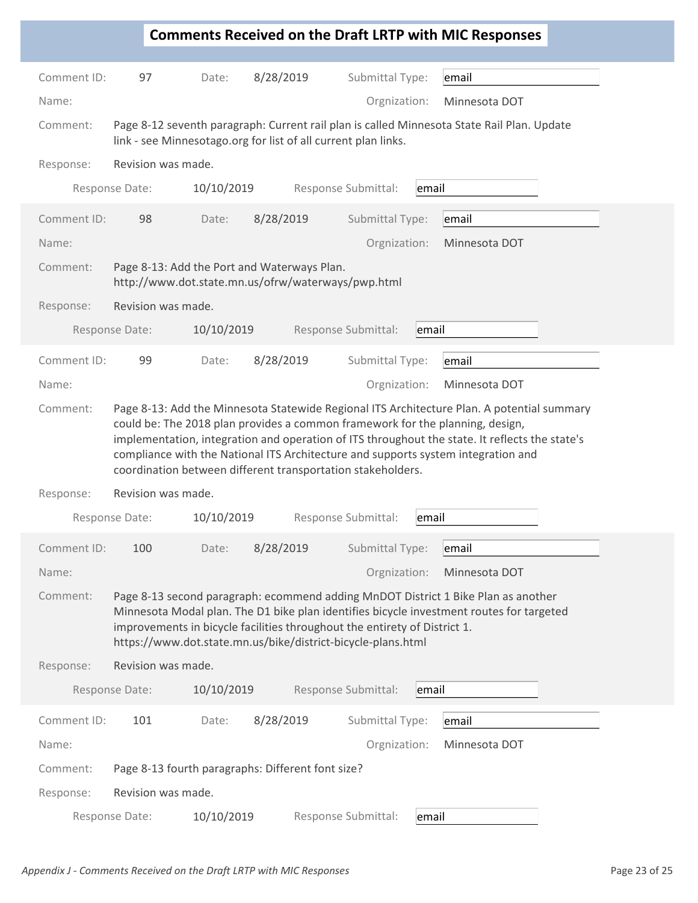## Comments Received on the Draft LRTP with MIC Responses

**Comment ID:** 97 **Date:** 8/28/2019 **Submittal Type:** email

**Name:** **Orgnization:** Minnesota DOT

**Comment:** Page 8-12 seventh paragraph: Current rail plan is called Minnesota State Rail Plan. Update link - see Minnesotago.org for list of all current plan links.

**Response:** Revision was made.

**Response Date:** 10/10/2019 **Response Submittal:** email

---

**Comment ID:** 98 **Date:** 8/28/2019 **Submittal Type:** email

**Name:** **Orgnization:** Minnesota DOT

**Comment:** Page 8-13: Add the Port and Waterways Plan. http://www.dot.state.mn.us/ofrw/waterways/pwp.html

**Response:** Revision was made.

**Response Date:** 10/10/2019 **Response Submittal:** email

---

**Comment ID:** 99 **Date:** 8/28/2019 **Submittal Type:** email

**Name:** **Orgnization:** Minnesota DOT

**Comment:** Page 8-13: Add the Minnesota Statewide Regional ITS Architecture Plan. A potential summary could be: The 2018 plan provides a common framework for the planning, design, implementation, integration and operation of ITS throughout the state. It reflects the state's compliance with the National ITS Architecture and supports system integration and coordination between different transportation stakeholders.

**Response:** Revision was made.

**Response Date:** 10/10/2019 **Response Submittal:** email

---

**Comment ID:** 100 **Date:** 8/28/2019 **Submittal Type:** email

**Name:** **Orgnization:** Minnesota DOT

**Comment:** Page 8-13 second paragraph: ecommend adding MnDOT District 1 Bike Plan as another Minnesota Modal plan. The D1 bike plan identifies bicycle investment routes for targeted improvements in bicycle facilities throughout the entirety of District 1. https://www.dot.state.mn.us/bike/district-bicycle-plans.html

**Response:** Revision was made.

**Response Date:** 10/10/2019 **Response Submittal:** email

---

**Comment ID:** 101 **Date:** 8/28/2019 **Submittal Type:** email

**Name:** **Orgnization:** Minnesota DOT

**Comment:** Page 8-13 fourth paragraphs: Different font size?

**Response:** Revision was made.

**Response Date:** 10/10/2019 **Response Submittal:** email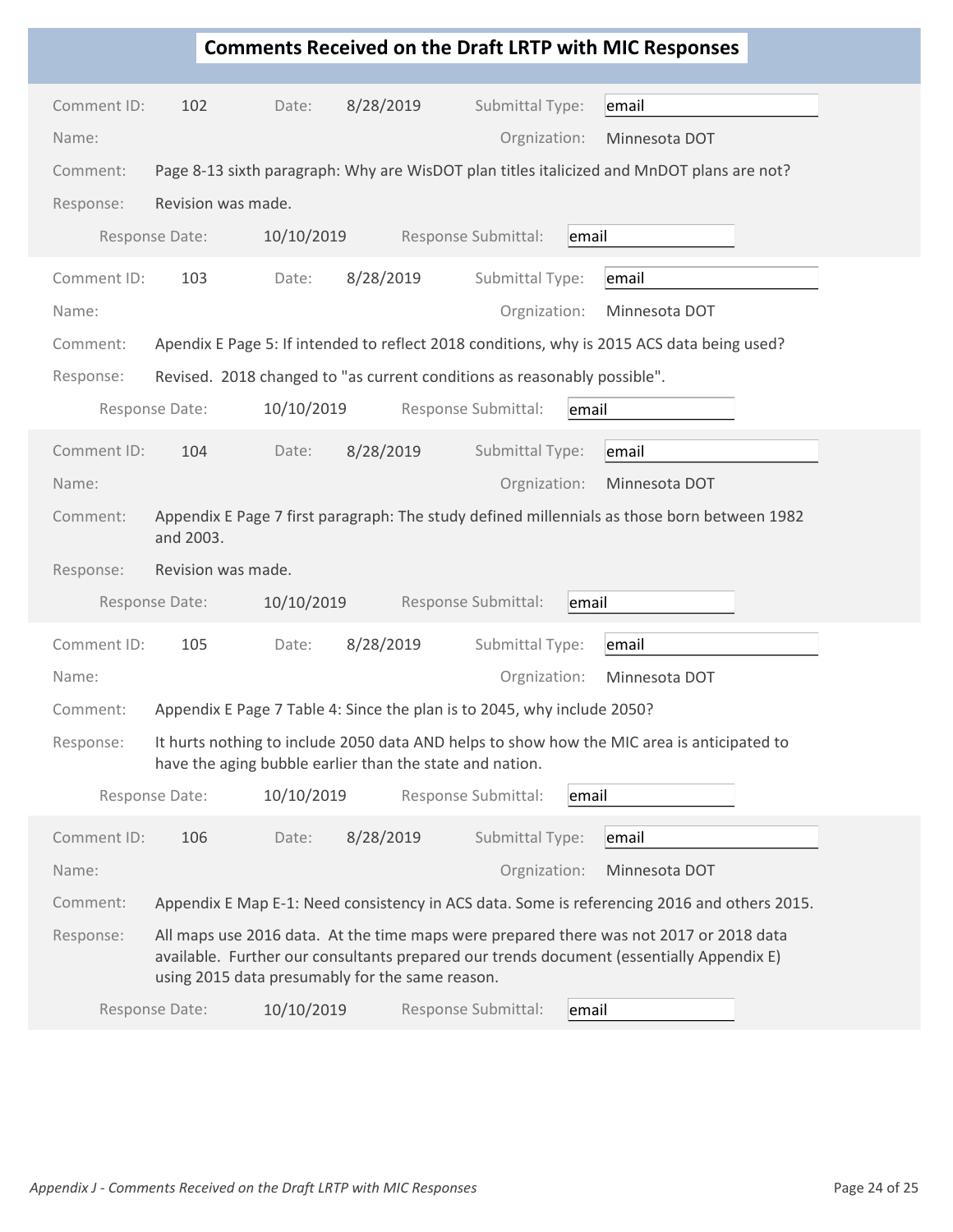# Comments Received on the Draft LRTP with MIC Responses

Comment ID: 102 Date: 8/28/2019 Submittal Type: email

Name: Orgnization: Minnesota DOT

Comment: Page 8-13 sixth paragraph: Why are WisDOT plan titles italicized and MnDOT plans are not?

Response: Revision was made.

Response Date: 10/10/2019 Response Submittal: email

---

Comment ID: 103 Date: 8/28/2019 Submittal Type: email

Name: Orgnization: Minnesota DOT

Comment: Apendix E Page 5: If intended to reflect 2018 conditions, why is 2015 ACS data being used?

Response: Revised. 2018 changed to "as current conditions as reasonably possible".

Response Date: 10/10/2019 Response Submittal: email

---

Comment ID: 104 Date: 8/28/2019 Submittal Type: email

Name: Orgnization: Minnesota DOT

Comment: Appendix E Page 7 first paragraph: The study defined millennials as those born between 1982 and 2003.

Response: Revision was made.

Response Date: 10/10/2019 Response Submittal: email

---

Comment ID: 105 Date: 8/28/2019 Submittal Type: email

Name: Orgnization: Minnesota DOT

Comment: Appendix E Page 7 Table 4: Since the plan is to 2045, why include 2050?

Response: It hurts nothing to include 2050 data AND helps to show how the MIC area is anticipated to have the aging bubble earlier than the state and nation.

Response Date: 10/10/2019 Response Submittal: email

---

Comment ID: 106 Date: 8/28/2019 Submittal Type: email

Name: Orgnization: Minnesota DOT

Comment: Appendix E Map E-1: Need consistency in ACS data. Some is referencing 2016 and others 2015.

Response: All maps use 2016 data. At the time maps were prepared there was not 2017 or 2018 data available. Further our consultants prepared our trends document (essentially Appendix E) using 2015 data presumably for the same reason.

Response Date: 10/10/2019 Response Submittal: email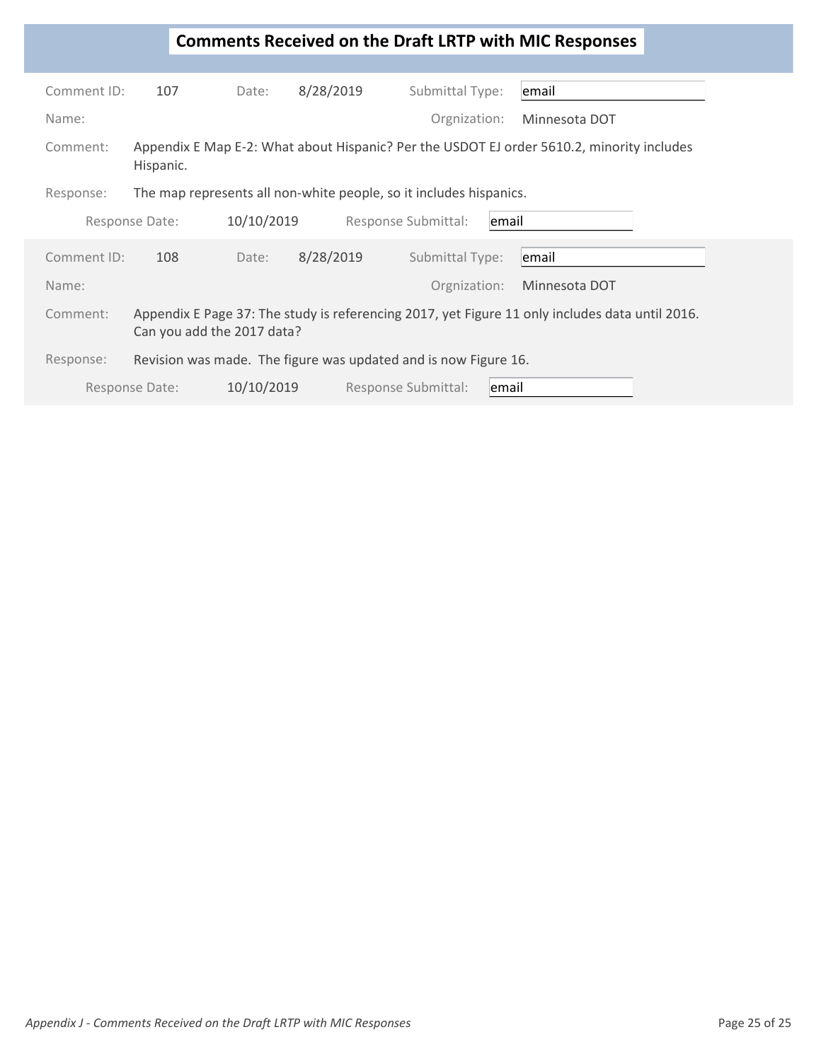## Comments Received on the Draft LRTP with MIC Responses

Comment ID: 107 Date: 8/28/2019 Submittal Type: email

Name: Orgnization: Minnesota DOT

Comment: Appendix E Map E-2: What about Hispanic? Per the USDOT EJ order 5610.2, minority includes Hispanic.

Response: The map represents all non-white people, so it includes hispanics.

Response Date: 10/10/2019 Response Submittal: email

Comment ID: 108 Date: 8/28/2019 Submittal Type: email

Name: Orgnization: Minnesota DOT

Comment: Appendix E Page 37: The study is referencing 2017, yet Figure 11 only includes data until 2016. Can you add the 2017 data?

Response: Revision was made. The figure was updated and is now Figure 16.

Response Date: 10/10/2019 Response Submittal: email